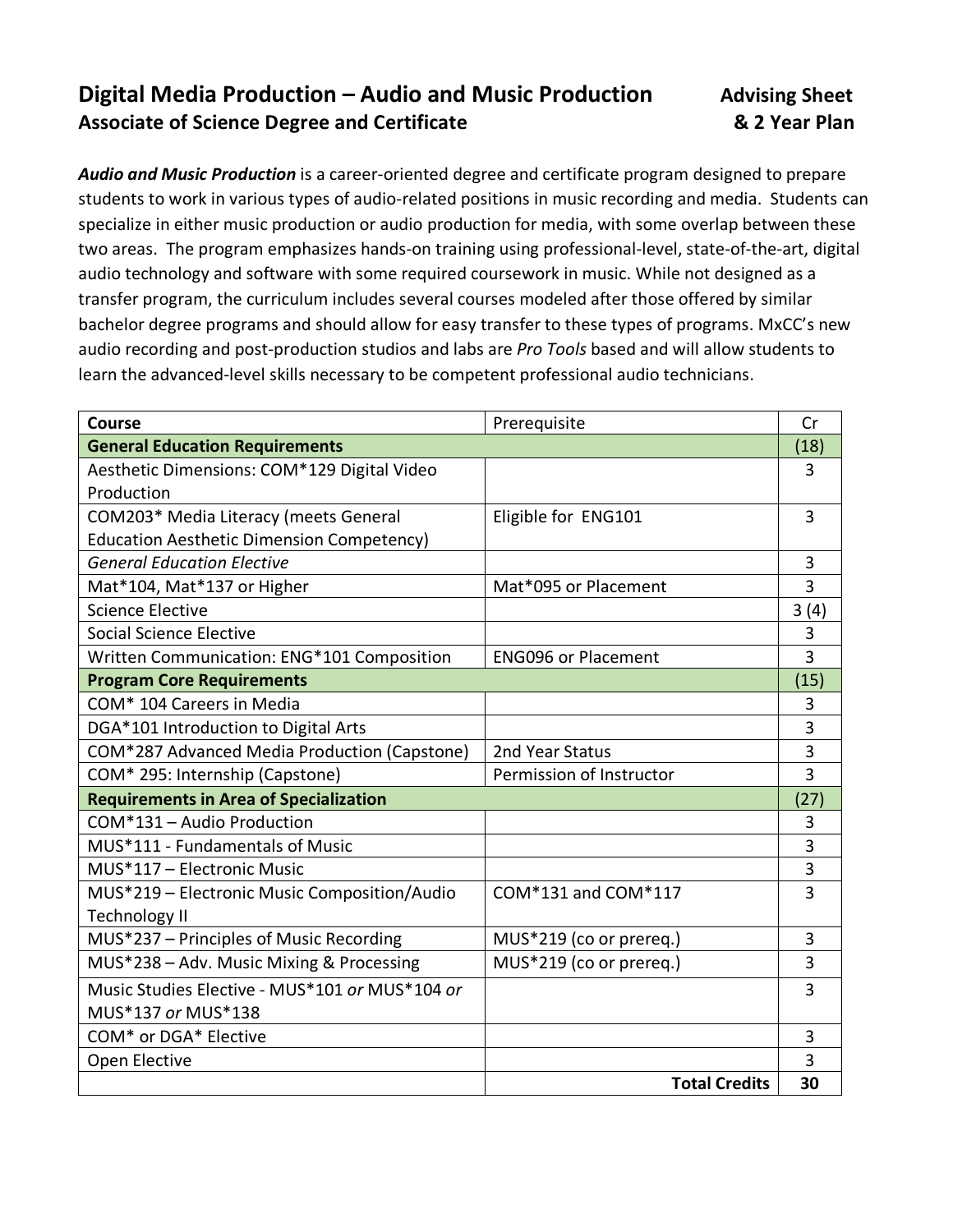# Digital Media Production – Audio and Music Production — Advising Sheet & 2 Year Plan

## Associate of Science Degree and Certificate

***Audio and Music Production*** is a career-oriented degree and certificate program designed to prepare students to work in various types of audio-related positions in music recording and media. Students can specialize in either music production or audio production for media, with some overlap between these two areas. The program emphasizes hands-on training using professional-level, state-of-the-art, digital audio technology and software with some required coursework in music. While not designed as a transfer program, the curriculum includes several courses modeled after those offered by similar bachelor degree programs and should allow for easy transfer to these types of programs. MxCC's new audio recording and post-production studios and labs are *Pro Tools* based and will allow students to learn the advanced-level skills necessary to be competent professional audio technicians.

| **Course** | Prerequisite | Cr |
|---|---|---|
| **General Education Requirements** | | (18) |
| Aesthetic Dimensions: COM*129 Digital Video Production | | 3 |
| COM203* Media Literacy (meets General Education Aesthetic Dimension Competency) | Eligible for ENG101 | 3 |
| *General Education Elective* | | 3 |
| Mat*104, Mat*137 or Higher | Mat*095 or Placement | 3 |
| Science Elective | | 3 (4) |
| Social Science Elective | | 3 |
| Written Communication: ENG*101 Composition | ENG096 or Placement | 3 |
| **Program Core Requirements** | | (15) |
| COM* 104 Careers in Media | | 3 |
| DGA*101 Introduction to Digital Arts | | 3 |
| COM*287 Advanced Media Production (Capstone) | 2nd Year Status | 3 |
| COM* 295: Internship (Capstone) | Permission of Instructor | 3 |
| **Requirements in Area of Specialization** | | (27) |
| COM*131 – Audio Production | | 3 |
| MUS*111 - Fundamentals of Music | | 3 |
| MUS*117 – Electronic Music | | 3 |
| MUS*219 – Electronic Music Composition/Audio Technology II | COM*131 and COM*117 | 3 |
| MUS*237 – Principles of Music Recording | MUS*219 (co or prereq.) | 3 |
| MUS*238 – Adv. Music Mixing & Processing | MUS*219 (co or prereq.) | 3 |
| Music Studies Elective - MUS*101 *or* MUS*104 *or* MUS*137 *or* MUS*138 | | 3 |
| COM* or DGA* Elective | | 3 |
| Open Elective | | 3 |
| | **Total Credits** | **30** |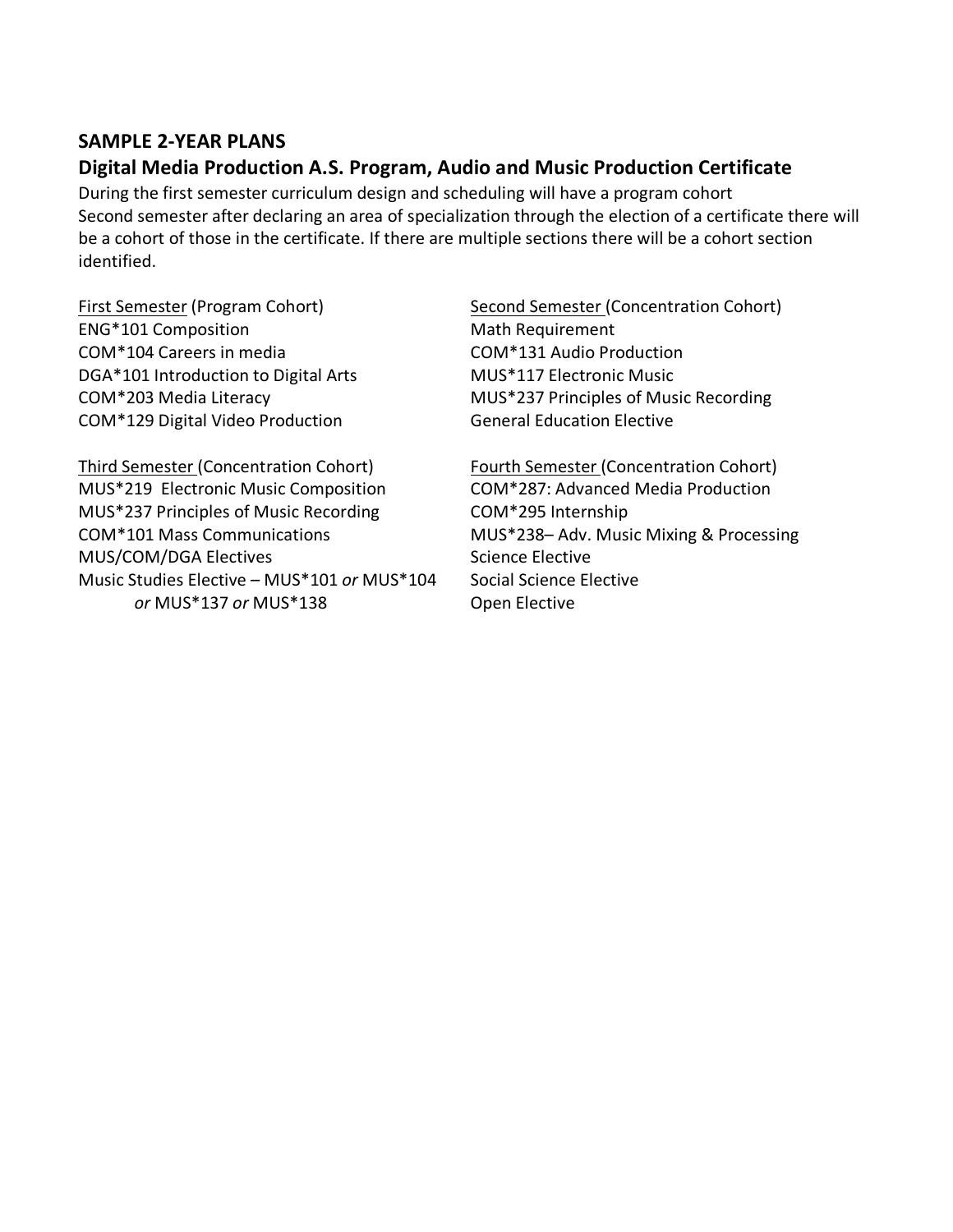**SAMPLE 2-YEAR PLANS**

## Digital Media Production A.S. Program, Audio and Music Production Certificate

During the first semester curriculum design and scheduling will have a program cohort
Second semester after declaring an area of specialization through the election of a certificate there will be a cohort of those in the certificate. If there are multiple sections there will be a cohort section identified.

<u>First Semester</u> (Program Cohort)
ENG*101 Composition
COM*104 Careers in media
DGA*101 Introduction to Digital Arts
COM*203 Media Literacy
COM*129 Digital Video Production

<u>Second Semester</u> (Concentration Cohort)
Math Requirement
COM*131 Audio Production
MUS*117 Electronic Music
MUS*237 Principles of Music Recording
General Education Elective

<u>Third Semester</u> (Concentration Cohort)
MUS*219 Electronic Music Composition
MUS*237 Principles of Music Recording
COM*101 Mass Communications
MUS/COM/DGA Electives
Music Studies Elective – MUS*101 *or* MUS*104 *or* MUS*137 *or* MUS*138

<u>Fourth Semester</u> (Concentration Cohort)
COM*287: Advanced Media Production
COM*295 Internship
MUS*238– Adv. Music Mixing & Processing
Science Elective
Social Science Elective
Open Elective